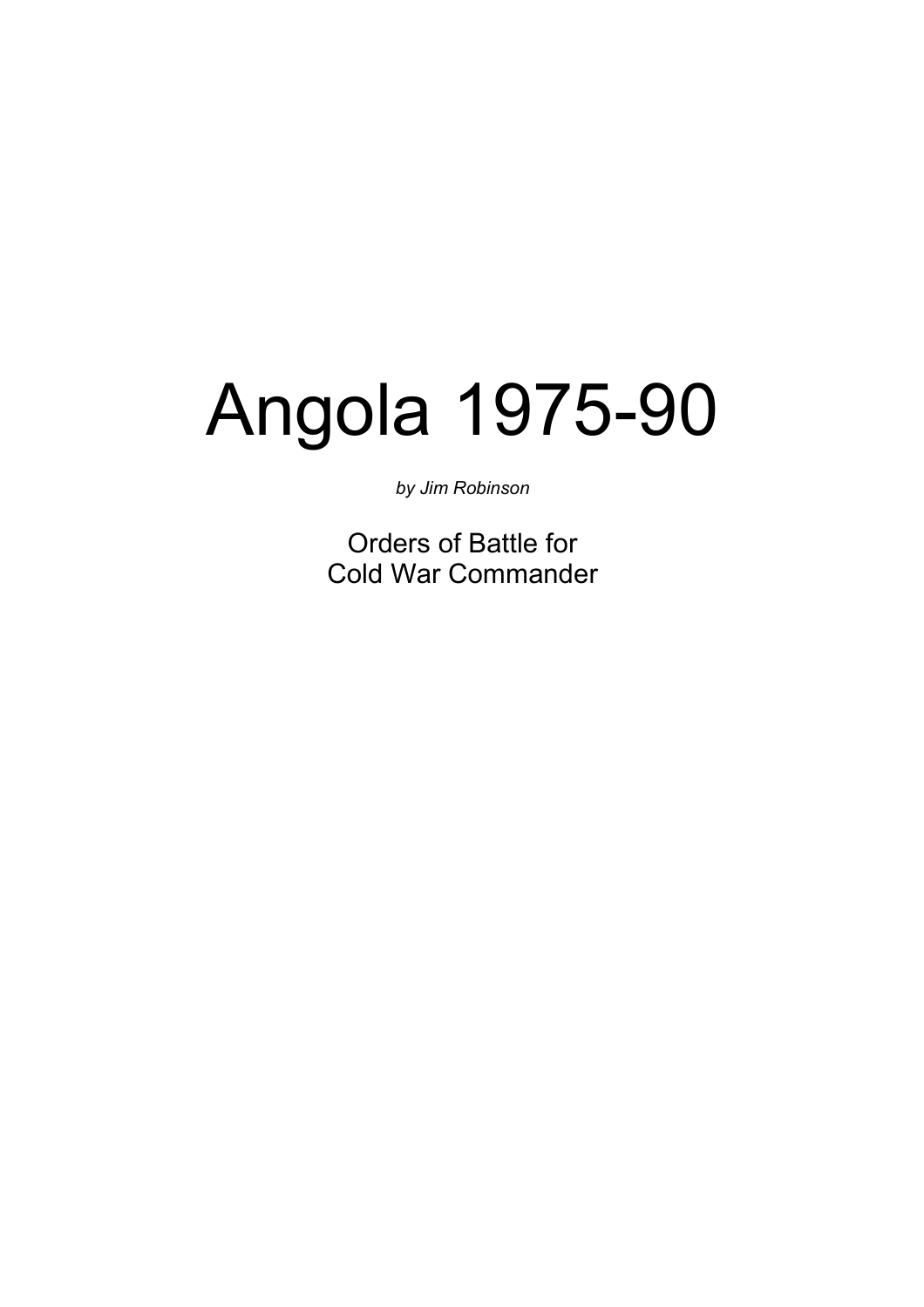# Angola 1975-90

*by Jim Robinson*

Orders of Battle for
Cold War Commander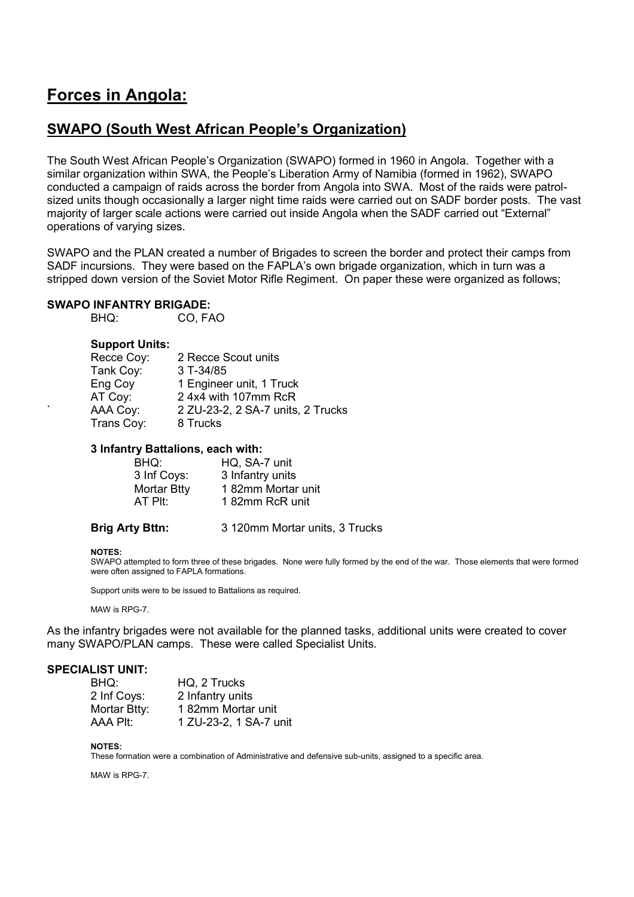# Forces in Angola:

## SWAPO (South West African People's Organization)

The South West African People's Organization (SWAPO) formed in 1960 in Angola. Together with a similar organization within SWA, the People's Liberation Army of Namibia (formed in 1962), SWAPO conducted a campaign of raids across the border from Angola into SWA. Most of the raids were patrol-sized units though occasionally a larger night time raids were carried out on SADF border posts. The vast majority of larger scale actions were carried out inside Angola when the SADF carried out "External" operations of varying sizes.

SWAPO and the PLAN created a number of Brigades to screen the border and protect their camps from SADF incursions. They were based on the FAPLA's own brigade organization, which in turn was a stripped down version of the Soviet Motor Rifle Regiment. On paper these were organized as follows;

**SWAPO INFANTRY BRIGADE:**

BHQ: CO, FAO

**Support Units:**

| | |
|---|---|
| Recce Coy: | 2 Recce Scout units |
| Tank Coy: | 3 T-34/85 |
| Eng Coy | 1 Engineer unit, 1 Truck |
| AT Coy: | 2 4x4 with 107mm RcR |
| AAA Coy: | 2 ZU-23-2, 2 SA-7 units, 2 Trucks |
| Trans Coy: | 8 Trucks |

**3 Infantry Battalions, each with:**

| | |
|---|---|
| BHQ: | HQ, SA-7 unit |
| 3 Inf Coys: | 3 Infantry units |
| Mortar Btty | 1 82mm Mortar unit |
| AT Plt: | 1 82mm RcR unit |

**Brig Arty Bttn:** 3 120mm Mortar units, 3 Trucks

**NOTES:**

SWAPO attempted to form three of these brigades. None were fully formed by the end of the war. Those elements that were formed were often assigned to FAPLA formations.

Support units were to be issued to Battalions as required.

MAW is RPG-7.

As the infantry brigades were not available for the planned tasks, additional units were created to cover many SWAPO/PLAN camps. These were called Specialist Units.

**SPECIALIST UNIT:**

| | |
|---|---|
| BHQ: | HQ, 2 Trucks |
| 2 Inf Coys: | 2 Infantry units |
| Mortar Btty: | 1 82mm Mortar unit |
| AAA Plt: | 1 ZU-23-2, 1 SA-7 unit |

**NOTES:**

These formation were a combination of Administrative and defensive sub-units, assigned to a specific area.

MAW is RPG-7.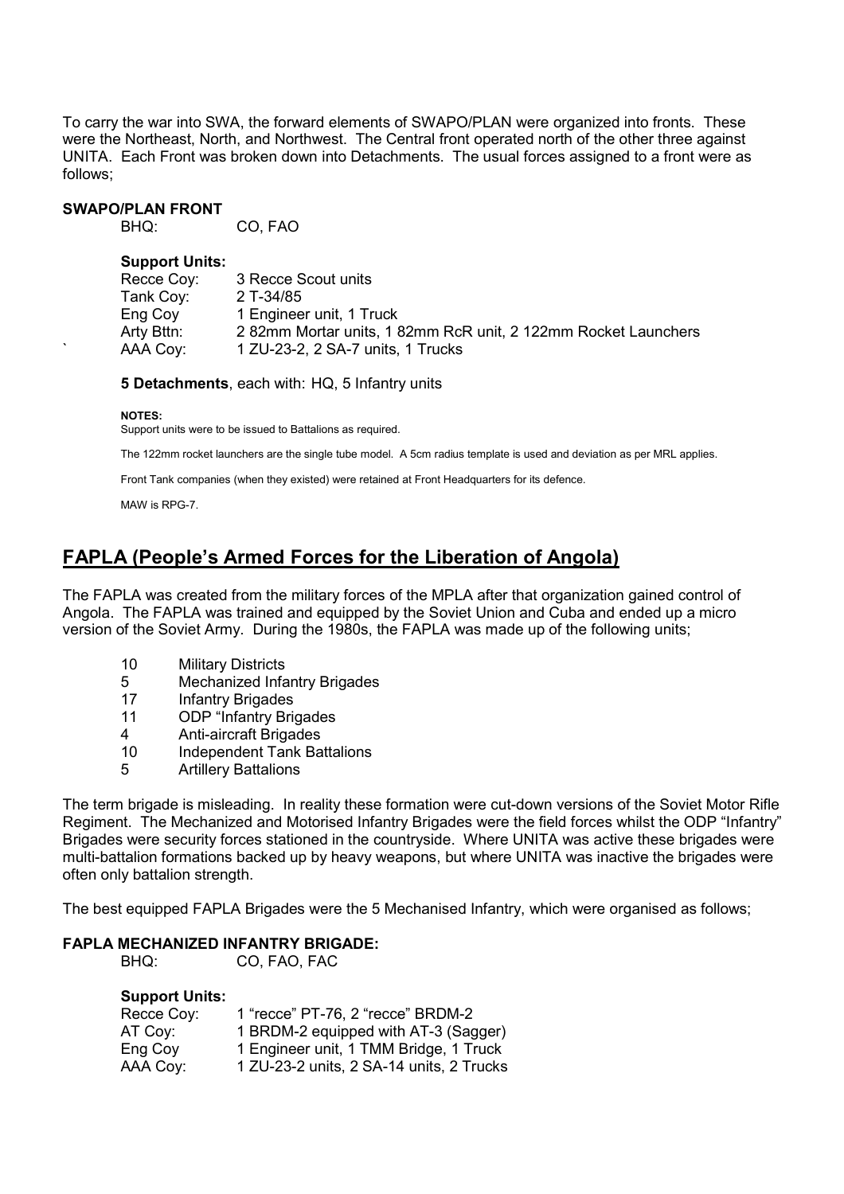To carry the war into SWA, the forward elements of SWAPO/PLAN were organized into fronts. These were the Northeast, North, and Northwest. The Central front operated north of the other three against UNITA. Each Front was broken down into Detachments. The usual forces assigned to a front were as follows;

**SWAPO/PLAN FRONT**

| | |
|---|---|
| BHQ: | CO, FAO |

**Support Units:**

| | |
|---|---|
| Recce Coy: | 3 Recce Scout units |
| Tank Coy: | 2 T-34/85 |
| Eng Coy | 1 Engineer unit, 1 Truck |
| Arty Bttn: | 2 82mm Mortar units, 1 82mm RcR unit, 2 122mm Rocket Launchers |
| AAA Coy: | 1 ZU-23-2, 2 SA-7 units, 1 Trucks |

**5 Detachments**, each with: HQ, 5 Infantry units

**NOTES:**

Support units were to be issued to Battalions as required.

The 122mm rocket launchers are the single tube model. A 5cm radius template is used and deviation as per MRL applies.

Front Tank companies (when they existed) were retained at Front Headquarters for its defence.

MAW is RPG-7.

## FAPLA (People's Armed Forces for the Liberation of Angola)

The FAPLA was created from the military forces of the MPLA after that organization gained control of Angola. The FAPLA was trained and equipped by the Soviet Union and Cuba and ended up a micro version of the Soviet Army. During the 1980s, the FAPLA was made up of the following units;

| | |
|---|---|
| 10 | Military Districts |
| 5 | Mechanized Infantry Brigades |
| 17 | Infantry Brigades |
| 11 | ODP "Infantry Brigades |
| 4 | Anti-aircraft Brigades |
| 10 | Independent Tank Battalions |
| 5 | Artillery Battalions |

The term brigade is misleading. In reality these formation were cut-down versions of the Soviet Motor Rifle Regiment. The Mechanized and Motorised Infantry Brigades were the field forces whilst the ODP "Infantry" Brigades were security forces stationed in the countryside. Where UNITA was active these brigades were multi-battalion formations backed up by heavy weapons, but where UNITA was inactive the brigades were often only battalion strength.

The best equipped FAPLA Brigades were the 5 Mechanised Infantry, which were organised as follows;

**FAPLA MECHANIZED INFANTRY BRIGADE:**

| | |
|---|---|
| BHQ: | CO, FAO, FAC |

**Support Units:**

| | |
|---|---|
| Recce Coy: | 1 "recce" PT-76, 2 "recce" BRDM-2 |
| AT Coy: | 1 BRDM-2 equipped with AT-3 (Sagger) |
| Eng Coy | 1 Engineer unit, 1 TMM Bridge, 1 Truck |
| AAA Coy: | 1 ZU-23-2 units, 2 SA-14 units, 2 Trucks |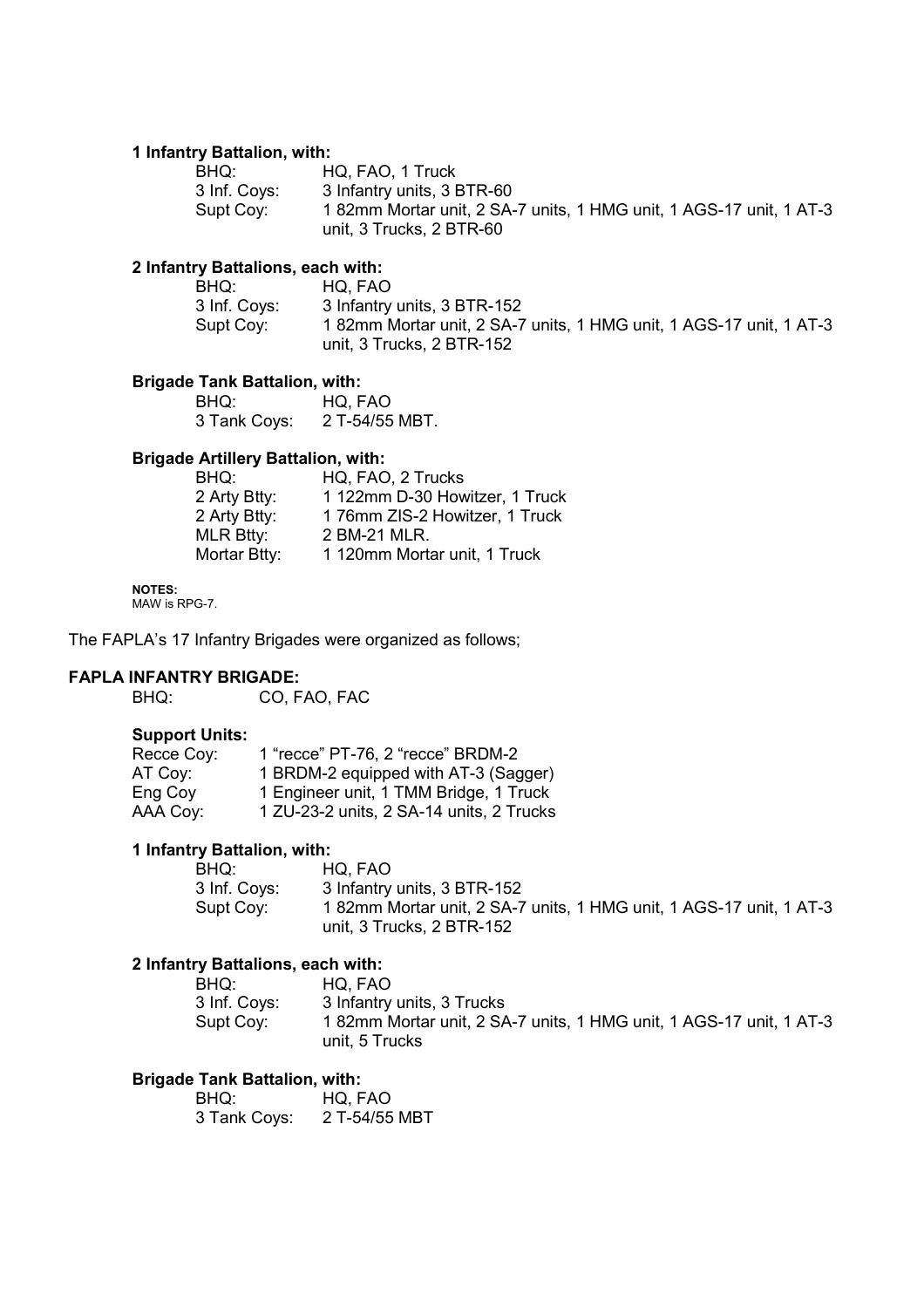**1 Infantry Battalion, with:**

| | |
|---|---|
| BHQ: | HQ, FAO, 1 Truck |
| 3 Inf. Coys: | 3 Infantry units, 3 BTR-60 |
| Supt Coy: | 1 82mm Mortar unit, 2 SA-7 units, 1 HMG unit, 1 AGS-17 unit, 1 AT-3 unit, 3 Trucks, 2 BTR-60 |

**2 Infantry Battalions, each with:**

| | |
|---|---|
| BHQ: | HQ, FAO |
| 3 Inf. Coys: | 3 Infantry units, 3 BTR-152 |
| Supt Coy: | 1 82mm Mortar unit, 2 SA-7 units, 1 HMG unit, 1 AGS-17 unit, 1 AT-3 unit, 3 Trucks, 2 BTR-152 |

**Brigade Tank Battalion, with:**

| | |
|---|---|
| BHQ: | HQ, FAO |
| 3 Tank Coys: | 2 T-54/55 MBT. |

**Brigade Artillery Battalion, with:**

| | |
|---|---|
| BHQ: | HQ, FAO, 2 Trucks |
| 2 Arty Btty: | 1 122mm D-30 Howitzer, 1 Truck |
| 2 Arty Btty: | 1 76mm ZIS-2 Howitzer, 1 Truck |
| MLR Btty: | 2 BM-21 MLR. |
| Mortar Btty: | 1 120mm Mortar unit, 1 Truck |

**NOTES:**
MAW is RPG-7.

The FAPLA's 17 Infantry Brigades were organized as follows;

**FAPLA INFANTRY BRIGADE:**

BHQ: CO, FAO, FAC

**Support Units:**

| | |
|---|---|
| Recce Coy: | 1 "recce" PT-76, 2 "recce" BRDM-2 |
| AT Coy: | 1 BRDM-2 equipped with AT-3 (Sagger) |
| Eng Coy | 1 Engineer unit, 1 TMM Bridge, 1 Truck |
| AAA Coy: | 1 ZU-23-2 units, 2 SA-14 units, 2 Trucks |

**1 Infantry Battalion, with:**

| | |
|---|---|
| BHQ: | HQ, FAO |
| 3 Inf. Coys: | 3 Infantry units, 3 BTR-152 |
| Supt Coy: | 1 82mm Mortar unit, 2 SA-7 units, 1 HMG unit, 1 AGS-17 unit, 1 AT-3 unit, 3 Trucks, 2 BTR-152 |

**2 Infantry Battalions, each with:**

| | |
|---|---|
| BHQ: | HQ, FAO |
| 3 Inf. Coys: | 3 Infantry units, 3 Trucks |
| Supt Coy: | 1 82mm Mortar unit, 2 SA-7 units, 1 HMG unit, 1 AGS-17 unit, 1 AT-3 unit, 5 Trucks |

**Brigade Tank Battalion, with:**

| | |
|---|---|
| BHQ: | HQ, FAO |
| 3 Tank Coys: | 2 T-54/55 MBT |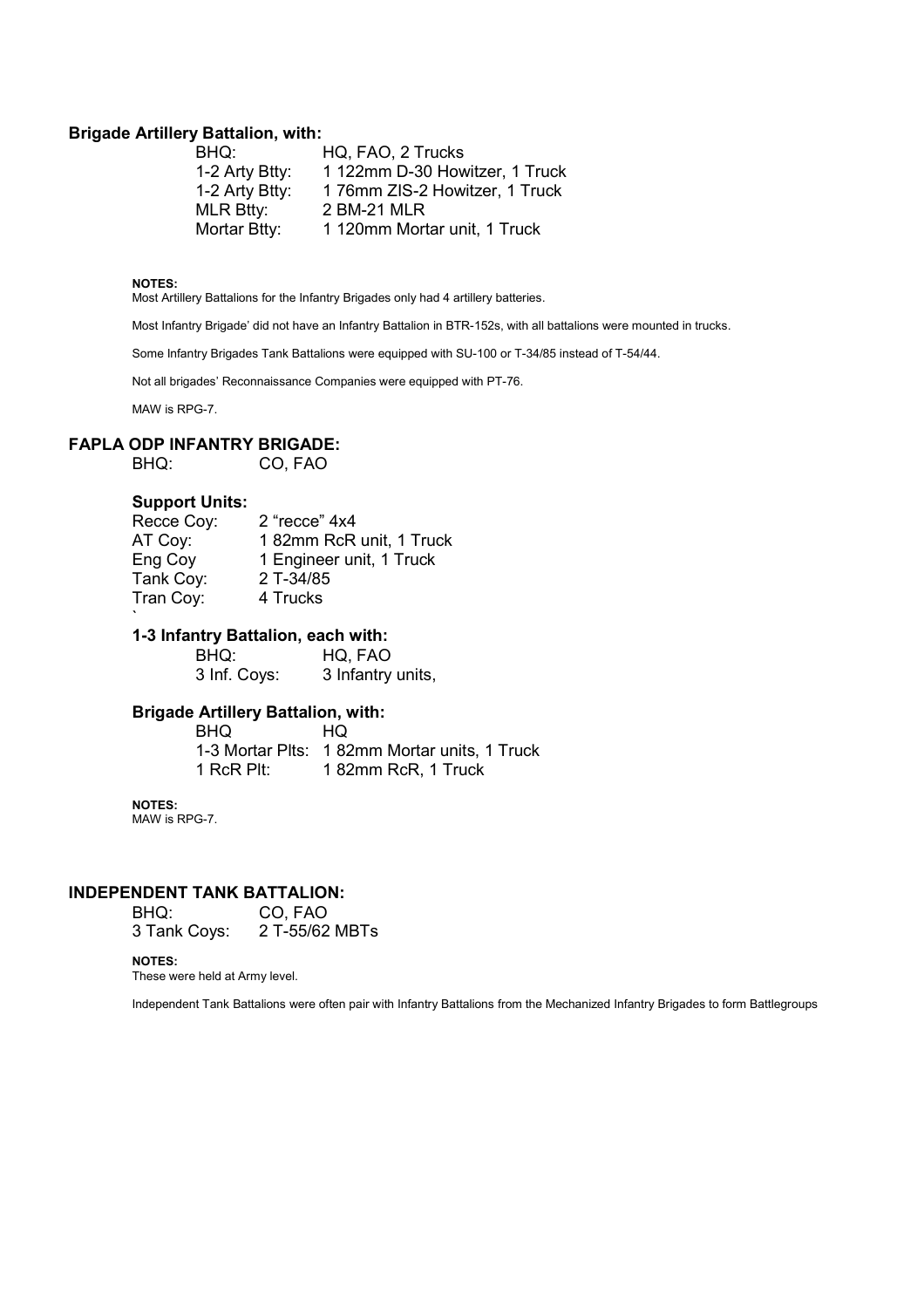**Brigade Artillery Battalion, with:**

| | |
|---|---|
| BHQ: | HQ, FAO, 2 Trucks |
| 1-2 Arty Btty: | 1 122mm D-30 Howitzer, 1 Truck |
| 1-2 Arty Btty: | 1 76mm ZIS-2 Howitzer, 1 Truck |
| MLR Btty: | 2 BM-21 MLR |
| Mortar Btty: | 1 120mm Mortar unit, 1 Truck |

**NOTES:**

Most Artillery Battalions for the Infantry Brigades only had 4 artillery batteries.

Most Infantry Brigade' did not have an Infantry Battalion in BTR-152s, with all battalions were mounted in trucks.

Some Infantry Brigades Tank Battalions were equipped with SU-100 or T-34/85 instead of T-54/44.

Not all brigades' Reconnaissance Companies were equipped with PT-76.

MAW is RPG-7.

## FAPLA ODP INFANTRY BRIGADE:

BHQ: CO, FAO

### Support Units:

| | |
|---|---|
| Recce Coy: | 2 "recce" 4x4 |
| AT Coy: | 1 82mm RcR unit, 1 Truck |
| Eng Coy | 1 Engineer unit, 1 Truck |
| Tank Coy: | 2 T-34/85 |
| Tran Coy: | 4 Trucks |

`

### 1-3 Infantry Battalion, each with:

| | |
|---|---|
| BHQ: | HQ, FAO |
| 3 Inf. Coys: | 3 Infantry units, |

### Brigade Artillery Battalion, with:

| | |
|---|---|
| BHQ | HQ |
| 1-3 Mortar Plts: | 1 82mm Mortar units, 1 Truck |
| 1 RcR Plt: | 1 82mm RcR, 1 Truck |

**NOTES:**

MAW is RPG-7.

## INDEPENDENT TANK BATTALION:

| | |
|---|---|
| BHQ: | CO, FAO |
| 3 Tank Coys: | 2 T-55/62 MBTs |

**NOTES:**

These were held at Army level.

Independent Tank Battalions were often pair with Infantry Battalions from the Mechanized Infantry Brigades to form Battlegroups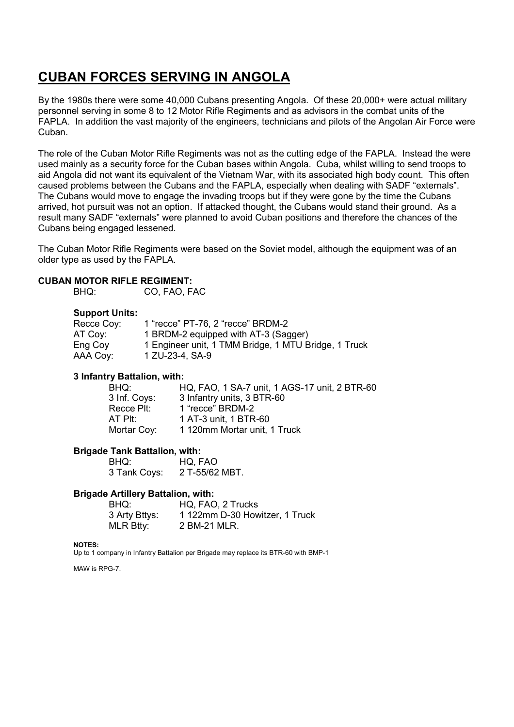# CUBAN FORCES SERVING IN ANGOLA

By the 1980s there were some 40,000 Cubans presenting Angola. Of these 20,000+ were actual military personnel serving in some 8 to 12 Motor Rifle Regiments and as advisors in the combat units of the FAPLA. In addition the vast majority of the engineers, technicians and pilots of the Angolan Air Force were Cuban.

The role of the Cuban Motor Rifle Regiments was not as the cutting edge of the FAPLA. Instead the were used mainly as a security force for the Cuban bases within Angola. Cuba, whilst willing to send troops to aid Angola did not want its equivalent of the Vietnam War, with its associated high body count. This often caused problems between the Cubans and the FAPLA, especially when dealing with SADF "externals". The Cubans would move to engage the invading troops but if they were gone by the time the Cubans arrived, hot pursuit was not an option. If attacked thought, the Cubans would stand their ground. As a result many SADF "externals" were planned to avoid Cuban positions and therefore the chances of the Cubans being engaged lessened.

The Cuban Motor Rifle Regiments were based on the Soviet model, although the equipment was of an older type as used by the FAPLA.

**CUBAN MOTOR RIFLE REGIMENT:**

| | |
|---|---|
| BHQ: | CO, FAO, FAC |

**Support Units:**

| | |
|---|---|
| Recce Coy: | 1 "recce" PT-76, 2 "recce" BRDM-2 |
| AT Coy: | 1 BRDM-2 equipped with AT-3 (Sagger) |
| Eng Coy | 1 Engineer unit, 1 TMM Bridge, 1 MTU Bridge, 1 Truck |
| AAA Coy: | 1 ZU-23-4, SA-9 |

**3 Infantry Battalion, with:**

| | |
|---|---|
| BHQ: | HQ, FAO, 1 SA-7 unit, 1 AGS-17 unit, 2 BTR-60 |
| 3 Inf. Coys: | 3 Infantry units, 3 BTR-60 |
| Recce Plt: | 1 "recce" BRDM-2 |
| AT Plt: | 1 AT-3 unit, 1 BTR-60 |
| Mortar Coy: | 1 120mm Mortar unit, 1 Truck |

**Brigade Tank Battalion, with:**

| | |
|---|---|
| BHQ: | HQ, FAO |
| 3 Tank Coys: | 2 T-55/62 MBT. |

**Brigade Artillery Battalion, with:**

| | |
|---|---|
| BHQ: | HQ, FAO, 2 Trucks |
| 3 Arty Bttys: | 1 122mm D-30 Howitzer, 1 Truck |
| MLR Btty: | 2 BM-21 MLR. |

**NOTES:**

Up to 1 company in Infantry Battalion per Brigade may replace its BTR-60 with BMP-1

MAW is RPG-7.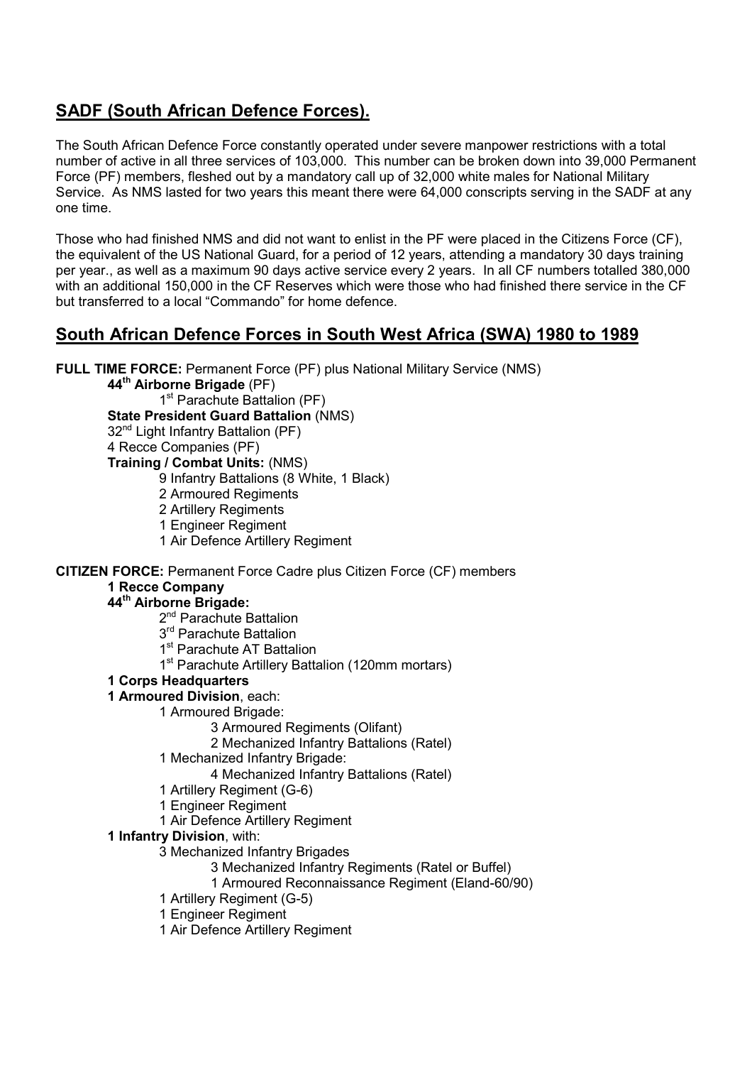## SADF (South African Defence Forces).

The South African Defence Force constantly operated under severe manpower restrictions with a total number of active in all three services of 103,000. This number can be broken down into 39,000 Permanent Force (PF) members, fleshed out by a mandatory call up of 32,000 white males for National Military Service. As NMS lasted for two years this meant there were 64,000 conscripts serving in the SADF at any one time.

Those who had finished NMS and did not want to enlist in the PF were placed in the Citizens Force (CF), the equivalent of the US National Guard, for a period of 12 years, attending a mandatory 30 days training per year., as well as a maximum 90 days active service every 2 years. In all CF numbers totalled 380,000 with an additional 150,000 in the CF Reserves which were those who had finished there service in the CF but transferred to a local "Commando" for home defence.

## South African Defence Forces in South West Africa (SWA) 1980 to 1989

**FULL TIME FORCE:** Permanent Force (PF) plus National Military Service (NMS)

- **44th Airborne Brigade** (PF)
  - 1st Parachute Battalion (PF)
- **State President Guard Battalion** (NMS)
- 32nd Light Infantry Battalion (PF)
- 4 Recce Companies (PF)
- **Training / Combat Units:** (NMS)
  - 9 Infantry Battalions (8 White, 1 Black)
  - 2 Armoured Regiments
  - 2 Artillery Regiments
  - 1 Engineer Regiment
  - 1 Air Defence Artillery Regiment

**CITIZEN FORCE:** Permanent Force Cadre plus Citizen Force (CF) members

- **1 Recce Company**
- **44th Airborne Brigade:**
  - 2nd Parachute Battalion
  - 3rd Parachute Battalion
  - 1st Parachute AT Battalion
  - 1st Parachute Artillery Battalion (120mm mortars)
- **1 Corps Headquarters**
- **1 Armoured Division**, each:
  - 1 Armoured Brigade:
    - 3 Armoured Regiments (Olifant)
    - 2 Mechanized Infantry Battalions (Ratel)
  - 1 Mechanized Infantry Brigade:
    - 4 Mechanized Infantry Battalions (Ratel)
  - 1 Artillery Regiment (G-6)
  - 1 Engineer Regiment
  - 1 Air Defence Artillery Regiment
- **1 Infantry Division**, with:
  - 3 Mechanized Infantry Brigades
    - 3 Mechanized Infantry Regiments (Ratel or Buffel)
    - 1 Armoured Reconnaissance Regiment (Eland-60/90)
  - 1 Artillery Regiment (G-5)
  - 1 Engineer Regiment
  - 1 Air Defence Artillery Regiment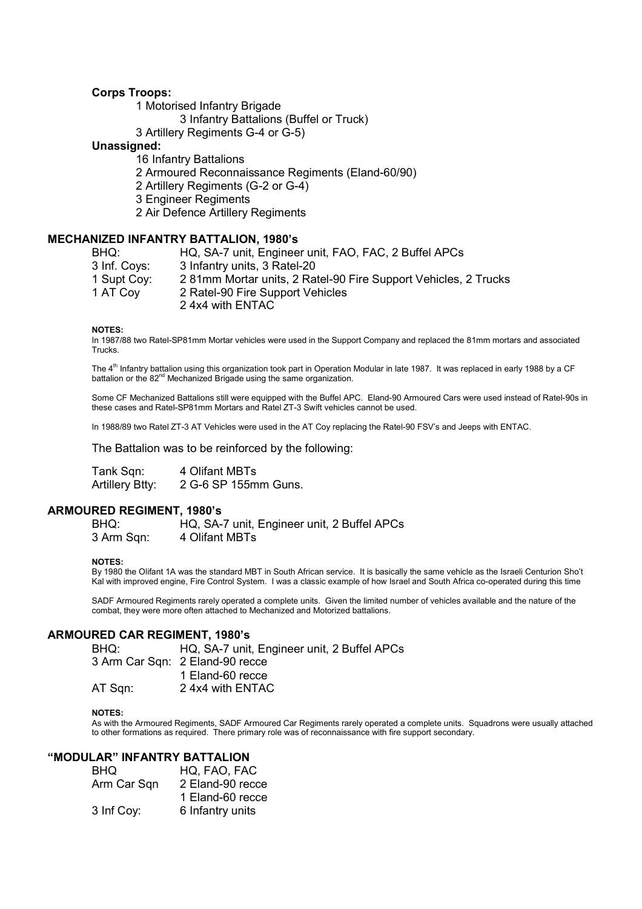**Corps Troops:**

- 1 Motorised Infantry Brigade
  - 3 Infantry Battalions (Buffel or Truck)
- 3 Artillery Regiments G-4 or G-5)

**Unassigned:**

- 16 Infantry Battalions
- 2 Armoured Reconnaissance Regiments (Eland-60/90)
- 2 Artillery Regiments (G-2 or G-4)
- 3 Engineer Regiments
- 2 Air Defence Artillery Regiments

## MECHANIZED INFANTRY BATTALION, 1980's

| | |
|---|---|
| BHQ: | HQ, SA-7 unit, Engineer unit, FAO, FAC, 2 Buffel APCs |
| 3 Inf. Coys: | 3 Infantry units, 3 Ratel-20 |
| 1 Supt Coy: | 2 81mm Mortar units, 2 Ratel-90 Fire Support Vehicles, 2 Trucks |
| 1 AT Coy | 2 Ratel-90 Fire Support Vehicles |
| | 2 4x4 with ENTAC |

**NOTES:**

In 1987/88 two Ratel-SP81mm Mortar vehicles were used in the Support Company and replaced the 81mm mortars and associated Trucks.

The 4th Infantry battalion using this organization took part in Operation Modular in late 1987. It was replaced in early 1988 by a CF battalion or the 82nd Mechanized Brigade using the same organization.

Some CF Mechanized Battalions still were equipped with the Buffel APC. Eland-90 Armoured Cars were used instead of Ratel-90s in these cases and Ratel-SP81mm Mortars and Ratel ZT-3 Swift vehicles cannot be used.

In 1988/89 two Ratel ZT-3 AT Vehicles were used in the AT Coy replacing the Ratel-90 FSV's and Jeeps with ENTAC.

The Battalion was to be reinforced by the following:

| | |
|---|---|
| Tank Sqn: | 4 Olifant MBTs |
| Artillery Btty: | 2 G-6 SP 155mm Guns. |

## ARMOURED REGIMENT, 1980's

| | |
|---|---|
| BHQ: | HQ, SA-7 unit, Engineer unit, 2 Buffel APCs |
| 3 Arm Sqn: | 4 Olifant MBTs |

**NOTES:**

By 1980 the Olifant 1A was the standard MBT in South African service. It is basically the same vehicle as the Israeli Centurion Sho't Kal with improved engine, Fire Control System. I was a classic example of how Israel and South Africa co-operated during this time

SADF Armoured Regiments rarely operated a complete units. Given the limited number of vehicles available and the nature of the combat, they were more often attached to Mechanized and Motorized battalions.

## ARMOURED CAR REGIMENT, 1980's

| | |
|---|---|
| BHQ: | HQ, SA-7 unit, Engineer unit, 2 Buffel APCs |
| 3 Arm Car Sqn: | 2 Eland-90 recce |
| | 1 Eland-60 recce |
| AT Sqn: | 2 4x4 with ENTAC |

**NOTES:**

As with the Armoured Regiments, SADF Armoured Car Regiments rarely operated a complete units. Squadrons were usually attached to other formations as required. There primary role was of reconnaissance with fire support secondary.

## "MODULAR" INFANTRY BATTALION

| | |
|---|---|
| BHQ | HQ, FAO, FAC |
| Arm Car Sqn | 2 Eland-90 recce |
| | 1 Eland-60 recce |
| 3 Inf Coy: | 6 Infantry units |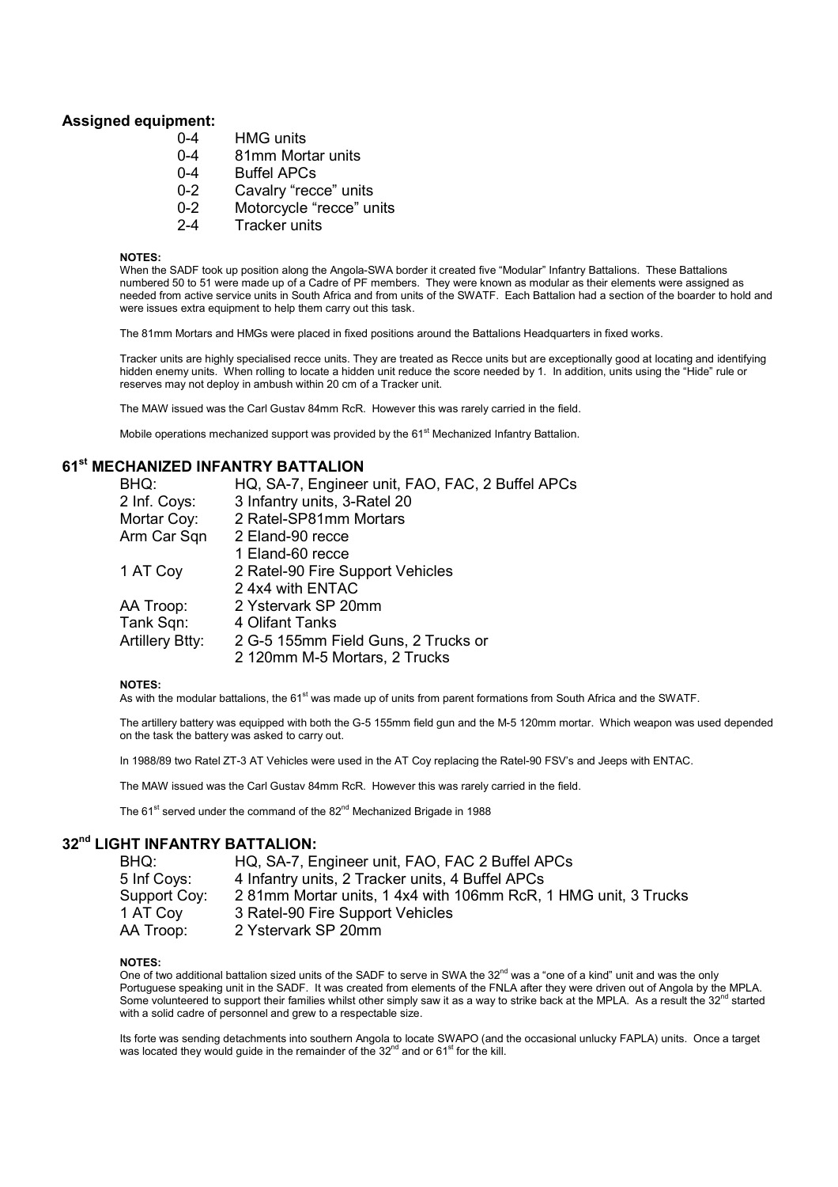**Assigned equipment:**

| | |
|---|---|
| 0-4 | HMG units |
| 0-4 | 81mm Mortar units |
| 0-4 | Buffel APCs |
| 0-2 | Cavalry "recce" units |
| 0-2 | Motorcycle "recce" units |
| 2-4 | Tracker units |

**NOTES:**

When the SADF took up position along the Angola-SWA border it created five "Modular" Infantry Battalions. These Battalions numbered 50 to 51 were made up of a Cadre of PF members. They were known as modular as their elements were assigned as needed from active service units in South Africa and from units of the SWATF. Each Battalion had a section of the boarder to hold and were issues extra equipment to help them carry out this task.

The 81mm Mortars and HMGs were placed in fixed positions around the Battalions Headquarters in fixed works.

Tracker units are highly specialised recce units. They are treated as Recce units but are exceptionally good at locating and identifying hidden enemy units. When rolling to locate a hidden unit reduce the score needed by 1. In addition, units using the "Hide" rule or reserves may not deploy in ambush within 20 cm of a Tracker unit.

The MAW issued was the Carl Gustav 84mm RcR. However this was rarely carried in the field.

Mobile operations mechanized support was provided by the 61st Mechanized Infantry Battalion.

## 61st MECHANIZED INFANTRY BATTALION

| | |
|---|---|
| BHQ: | HQ, SA-7, Engineer unit, FAO, FAC, 2 Buffel APCs |
| 2 Inf. Coys: | 3 Infantry units, 3-Ratel 20 |
| Mortar Coy: | 2 Ratel-SP81mm Mortars |
| Arm Car Sqn | 2 Eland-90 recce |
| | 1 Eland-60 recce |
| 1 AT Coy | 2 Ratel-90 Fire Support Vehicles |
| | 2 4x4 with ENTAC |
| AA Troop: | 2 Ystervark SP 20mm |
| Tank Sqn: | 4 Olifant Tanks |
| Artillery Btty: | 2 G-5 155mm Field Guns, 2 Trucks or |
| | 2 120mm M-5 Mortars, 2 Trucks |

**NOTES:**

As with the modular battalions, the 61st was made up of units from parent formations from South Africa and the SWATF.

The artillery battery was equipped with both the G-5 155mm field gun and the M-5 120mm mortar. Which weapon was used depended on the task the battery was asked to carry out.

In 1988/89 two Ratel ZT-3 AT Vehicles were used in the AT Coy replacing the Ratel-90 FSV's and Jeeps with ENTAC.

The MAW issued was the Carl Gustav 84mm RcR. However this was rarely carried in the field.

The 61st served under the command of the 82nd Mechanized Brigade in 1988

## 32nd LIGHT INFANTRY BATTALION:

| | |
|---|---|
| BHQ: | HQ, SA-7, Engineer unit, FAO, FAC 2 Buffel APCs |
| 5 Inf Coys: | 4 Infantry units, 2 Tracker units, 4 Buffel APCs |
| Support Coy: | 2 81mm Mortar units, 1 4x4 with 106mm RcR, 1 HMG unit, 3 Trucks |
| 1 AT Coy | 3 Ratel-90 Fire Support Vehicles |
| AA Troop: | 2 Ystervark SP 20mm |

**NOTES:**

One of two additional battalion sized units of the SADF to serve in SWA the 32nd was a "one of a kind" unit and was the only Portuguese speaking unit in the SADF. It was created from elements of the FNLA after they were driven out of Angola by the MPLA. Some volunteered to support their families whilst other simply saw it as a way to strike back at the MPLA. As a result the 32nd started with a solid cadre of personnel and grew to a respectable size.

Its forte was sending detachments into southern Angola to locate SWAPO (and the occasional unlucky FAPLA) units. Once a target was located they would guide in the remainder of the 32nd and or 61st for the kill.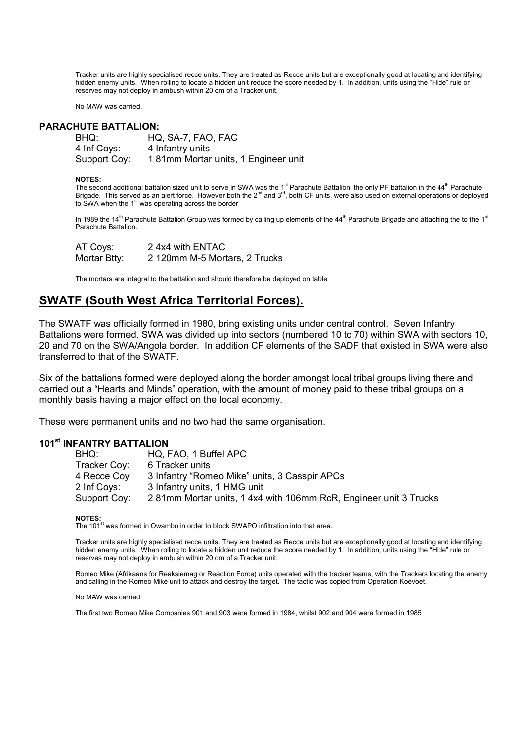Tracker units are highly specialised recce units. They are treated as Recce units but are exceptionally good at locating and identifying hidden enemy units. When rolling to locate a hidden unit reduce the score needed by 1. In addition, units using the "Hide" rule or reserves may not deploy in ambush within 20 cm of a Tracker unit.

No MAW was carried.

### PARACHUTE BATTALION:

| | |
|---|---|
| BHQ: | HQ, SA-7, FAO, FAC |
| 4 Inf Coys: | 4 Infantry units |
| Support Coy: | 1 81mm Mortar units, 1 Engineer unit |

**NOTES:**

The second additional battalion sized unit to serve in SWA was the 1st Parachute Battalion, the only PF battalion in the 44th Parachute Brigade. This served as an alert force. However both the 2nd and 3rd, both CF units, were also used on external operations or deployed to SWA when the 1st was operating across the border

In 1989 the 14th Parachute Battalion Group was formed by calling up elements of the 44th Parachute Brigade and attaching the to the 1st Parachute Battalion.

| | |
|---|---|
| AT Coys: | 2 4x4 with ENTAC |
| Mortar Btty: | 2 120mm M-5 Mortars, 2 Trucks |

The mortars are integral to the battalion and should therefore be deployed on table

## SWATF (South West Africa Territorial Forces).

The SWATF was officially formed in 1980, bring existing units under central control. Seven Infantry Battalions were formed. SWA was divided up into sectors (numbered 10 to 70) within SWA with sectors 10, 20 and 70 on the SWA/Angola border. In addition CF elements of the SADF that existed in SWA were also transferred to that of the SWATF.

Six of the battalions formed were deployed along the border amongst local tribal groups living there and carried out a "Hearts and Minds" operation, with the amount of money paid to these tribal groups on a monthly basis having a major effect on the local economy.

These were permanent units and no two had the same organisation.

### 101st INFANTRY BATTALION

| | |
|---|---|
| BHQ: | HQ, FAO, 1 Buffel APC |
| Tracker Coy: | 6 Tracker units |
| 4 Recce Coy | 3 Infantry "Romeo Mike" units, 3 Casspir APCs |
| 2 Inf Coys: | 3 Infantry units, 1 HMG unit |
| Support Coy: | 2 81mm Mortar units, 1 4x4 with 106mm RcR, Engineer unit 3 Trucks |

**NOTES:**

The 101st was formed in Owambo in order to block SWAPO infiltration into that area.

Tracker units are highly specialised recce units. They are treated as Recce units but are exceptionally good at locating and identifying hidden enemy units. When rolling to locate a hidden unit reduce the score needed by 1. In addition, units using the "Hide" rule or reserves may not deploy in ambush within 20 cm of a Tracker unit.

Romeo Mike (Afrikaans for Reaksiemag or Reaction Force) units operated with the tracker teams, with the Trackers locating the enemy and calling in the Romeo Mike unit to attack and destroy the target. The tactic was copied from Operation Koevoet.

No MAW was carried

The first two Romeo Mike Companies 901 and 903 were formed in 1984, whilst 902 and 904 were formed in 1985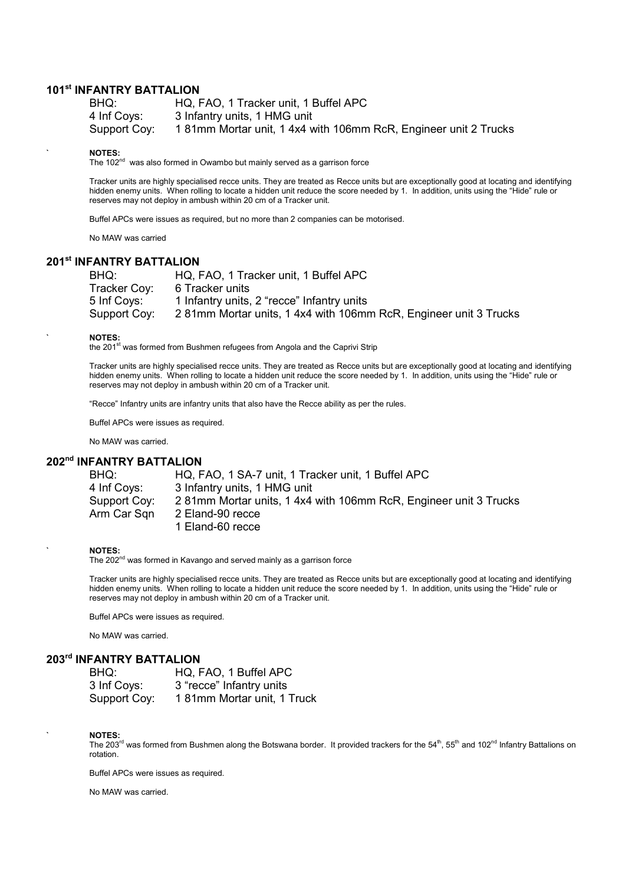## 101st INFANTRY BATTALION

| | |
|---|---|
| BHQ: | HQ, FAO, 1 Tracker unit, 1 Buffel APC |
| 4 Inf Coys: | 3 Infantry units, 1 HMG unit |
| Support Coy: | 1 81mm Mortar unit, 1 4x4 with 106mm RcR, Engineer unit 2 Trucks |

`

**NOTES:**

The 102nd was also formed in Owambo but mainly served as a garrison force

Tracker units are highly specialised recce units. They are treated as Recce units but are exceptionally good at locating and identifying hidden enemy units. When rolling to locate a hidden unit reduce the score needed by 1. In addition, units using the "Hide" rule or reserves may not deploy in ambush within 20 cm of a Tracker unit.

Buffel APCs were issues as required, but no more than 2 companies can be motorised.

No MAW was carried

## 201st INFANTRY BATTALION

| | |
|---|---|
| BHQ: | HQ, FAO, 1 Tracker unit, 1 Buffel APC |
| Tracker Coy: | 6 Tracker units |
| 5 Inf Coys: | 1 Infantry units, 2 "recce" Infantry units |
| Support Coy: | 2 81mm Mortar units, 1 4x4 with 106mm RcR, Engineer unit 3 Trucks |

`

**NOTES:**

the 201st was formed from Bushmen refugees from Angola and the Caprivi Strip

Tracker units are highly specialised recce units. They are treated as Recce units but are exceptionally good at locating and identifying hidden enemy units. When rolling to locate a hidden unit reduce the score needed by 1. In addition, units using the "Hide" rule or reserves may not deploy in ambush within 20 cm of a Tracker unit.

"Recce" Infantry units are infantry units that also have the Recce ability as per the rules.

Buffel APCs were issues as required.

No MAW was carried.

## 202nd INFANTRY BATTALION

| | |
|---|---|
| BHQ: | HQ, FAO, 1 SA-7 unit, 1 Tracker unit, 1 Buffel APC |
| 4 Inf Coys: | 3 Infantry units, 1 HMG unit |
| Support Coy: | 2 81mm Mortar units, 1 4x4 with 106mm RcR, Engineer unit 3 Trucks |
| Arm Car Sqn | 2 Eland-90 recce |
| | 1 Eland-60 recce |

`

**NOTES:**

The 202nd was formed in Kavango and served mainly as a garrison force

Tracker units are highly specialised recce units. They are treated as Recce units but are exceptionally good at locating and identifying hidden enemy units. When rolling to locate a hidden unit reduce the score needed by 1. In addition, units using the "Hide" rule or reserves may not deploy in ambush within 20 cm of a Tracker unit.

Buffel APCs were issues as required.

No MAW was carried.

## 203rd INFANTRY BATTALION

| | |
|---|---|
| BHQ: | HQ, FAO, 1 Buffel APC |
| 3 Inf Coys: | 3 "recce" Infantry units |
| Support Coy: | 1 81mm Mortar unit, 1 Truck |

`

**NOTES:**

The 203rd was formed from Bushmen along the Botswana border. It provided trackers for the 54th, 55th and 102nd Infantry Battalions on rotation.

Buffel APCs were issues as required.

No MAW was carried.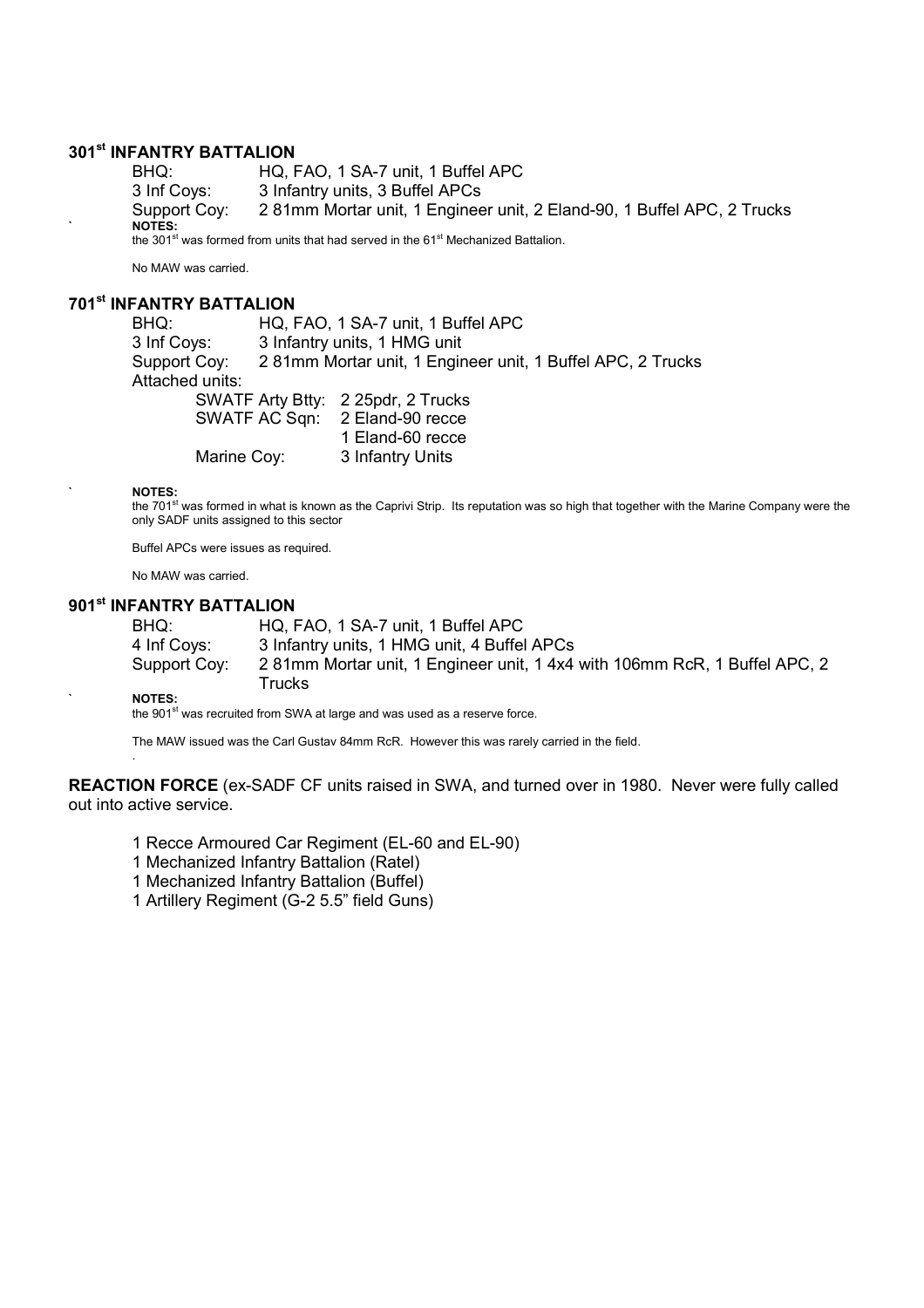### 301st INFANTRY BATTALION

BHQ: HQ, FAO, 1 SA-7 unit, 1 Buffel APC
3 Inf Coys: 3 Infantry units, 3 Buffel APCs
Support Coy: 2 81mm Mortar unit, 1 Engineer unit, 2 Eland-90, 1 Buffel APC, 2 Trucks

**NOTES:**
the 301st was formed from units that had served in the 61st Mechanized Battalion.

No MAW was carried.

### 701st INFANTRY BATTALION

BHQ: HQ, FAO, 1 SA-7 unit, 1 Buffel APC
3 Inf Coys: 3 Infantry units, 1 HMG unit
Support Coy: 2 81mm Mortar unit, 1 Engineer unit, 1 Buffel APC, 2 Trucks
Attached units:

- SWATF Arty Btty: 2 25pdr, 2 Trucks
- SWATF AC Sqn: 2 Eland-90 recce, 1 Eland-60 recce
- Marine Coy: 3 Infantry Units

**NOTES:**
the 701st was formed in what is known as the Caprivi Strip. Its reputation was so high that together with the Marine Company were the only SADF units assigned to this sector

Buffel APCs were issues as required.

No MAW was carried.

### 901st INFANTRY BATTALION

BHQ: HQ, FAO, 1 SA-7 unit, 1 Buffel APC
4 Inf Coys: 3 Infantry units, 1 HMG unit, 4 Buffel APCs
Support Coy: 2 81mm Mortar unit, 1 Engineer unit, 1 4x4 with 106mm RcR, 1 Buffel APC, 2 Trucks

**NOTES:**
the 901st was recruited from SWA at large and was used as a reserve force.

The MAW issued was the Carl Gustav 84mm RcR. However this was rarely carried in the field.

**REACTION FORCE** (ex-SADF CF units raised in SWA, and turned over in 1980. Never were fully called out into active service.

- 1 Recce Armoured Car Regiment (EL-60 and EL-90)
- 1 Mechanized Infantry Battalion (Ratel)
- 1 Mechanized Infantry Battalion (Buffel)
- 1 Artillery Regiment (G-2 5.5" field Guns)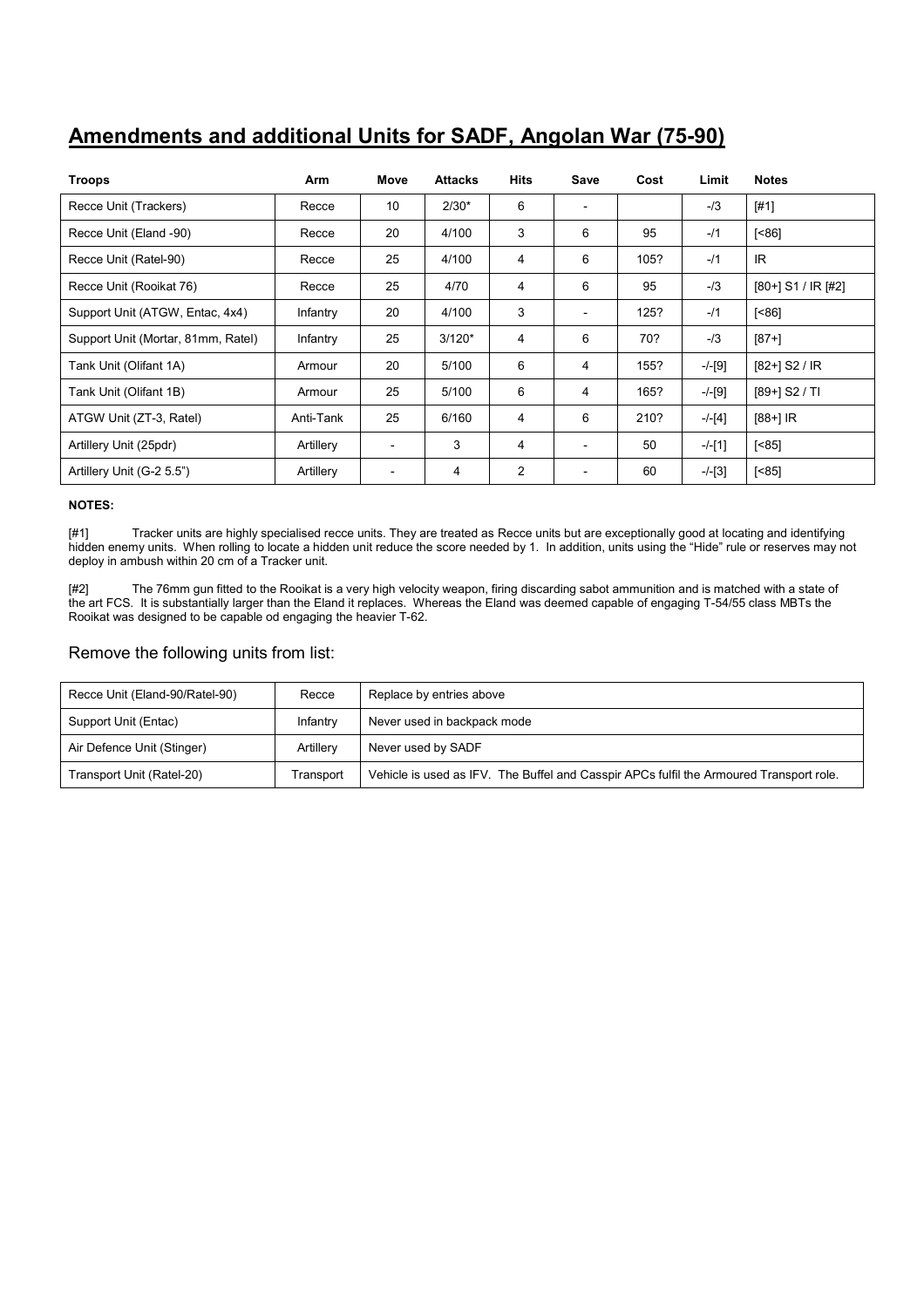# Amendments and additional Units for SADF, Angolan War (75-90)

| Troops | Arm | Move | Attacks | Hits | Save | Cost | Limit | Notes |
|---|---|---|---|---|---|---|---|---|
| Recce Unit (Trackers) | Recce | 10 | 2/30* | 6 | - | | -/3 | [#1] |
| Recce Unit (Eland -90) | Recce | 20 | 4/100 | 3 | 6 | 95 | -/1 | [<86] |
| Recce Unit (Ratel-90) | Recce | 25 | 4/100 | 4 | 6 | 105? | -/1 | IR |
| Recce Unit (Rooikat 76) | Recce | 25 | 4/70 | 4 | 6 | 95 | -/3 | [80+] S1 / IR [#2] |
| Support Unit (ATGW, Entac, 4x4) | Infantry | 20 | 4/100 | 3 | - | 125? | -/1 | [<86] |
| Support Unit (Mortar, 81mm, Ratel) | Infantry | 25 | 3/120* | 4 | 6 | 70? | -/3 | [87+] |
| Tank Unit (Olifant 1A) | Armour | 20 | 5/100 | 6 | 4 | 155? | -/-[9] | [82+] S2 / IR |
| Tank Unit (Olifant 1B) | Armour | 25 | 5/100 | 6 | 4 | 165? | -/-[9] | [89+] S2 / TI |
| ATGW Unit (ZT-3, Ratel) | Anti-Tank | 25 | 6/160 | 4 | 6 | 210? | -/-[4] | [88+] IR |
| Artillery Unit (25pdr) | Artillery | - | 3 | 4 | - | 50 | -/-[1] | [<85] |
| Artillery Unit (G-2 5.5") | Artillery | - | 4 | 2 | - | 60 | -/-[3] | [<85] |

**NOTES:**

[#1] Tracker units are highly specialised recce units. They are treated as Recce units but are exceptionally good at locating and identifying hidden enemy units. When rolling to locate a hidden unit reduce the score needed by 1. In addition, units using the "Hide" rule or reserves may not deploy in ambush within 20 cm of a Tracker unit.

[#2] The 76mm gun fitted to the Rooikat is a very high velocity weapon, firing discarding sabot ammunition and is matched with a state of the art FCS. It is substantially larger than the Eland it replaces. Whereas the Eland was deemed capable of engaging T-54/55 class MBTs the Rooikat was designed to be capable od engaging the heavier T-62.

## Remove the following units from list:

| | | |
|---|---|---|
| Recce Unit (Eland-90/Ratel-90) | Recce | Replace by entries above |
| Support Unit (Entac) | Infantry | Never used in backpack mode |
| Air Defence Unit (Stinger) | Artillery | Never used by SADF |
| Transport Unit (Ratel-20) | Transport | Vehicle is used as IFV. The Buffel and Casspir APCs fulfil the Armoured Transport role. |